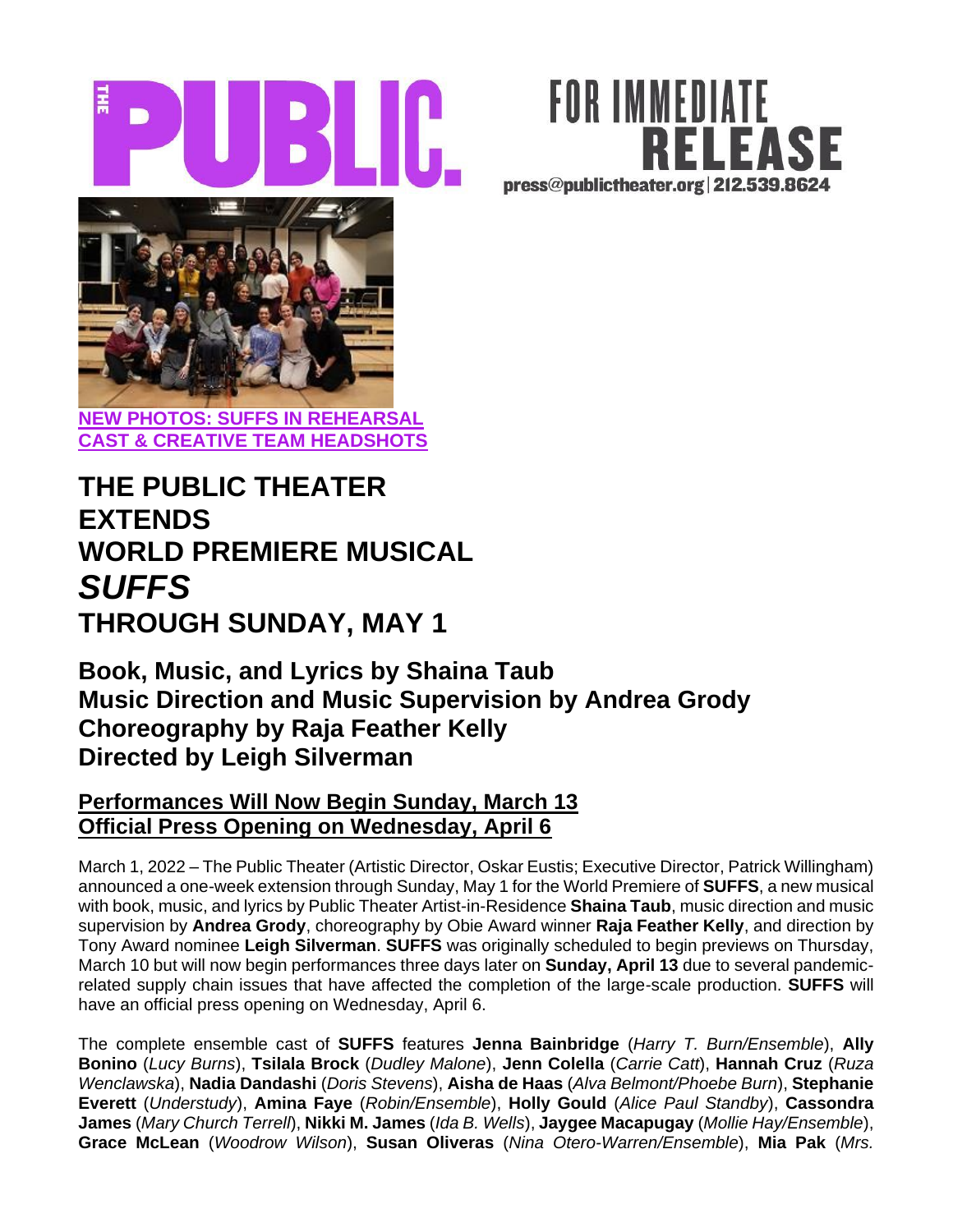THE PUBLIC

FOR IMMEDIATE RELEASE

press@publictheater.org | 212.539.8624

[NEW PHOTOS: SUFFS IN REHEARSAL]
[CAST & CREATIVE TEAM HEADSHOTS]

# THE PUBLIC THEATER EXTENDS WORLD PREMIERE MUSICAL *SUFFS* THROUGH SUNDAY, MAY 1

## Book, Music, and Lyrics by Shaina Taub
## Music Direction and Music Supervision by Andrea Grody
## Choreography by Raja Feather Kelly
## Directed by Leigh Silverman

### Performances Will Now Begin Sunday, March 13
### Official Press Opening on Wednesday, April 6

March 1, 2022 – The Public Theater (Artistic Director, Oskar Eustis; Executive Director, Patrick Willingham) announced a one-week extension through Sunday, May 1 for the World Premiere of **SUFFS**, a new musical with book, music, and lyrics by Public Theater Artist-in-Residence **Shaina Taub**, music direction and music supervision by **Andrea Grody**, choreography by Obie Award winner **Raja Feather Kelly**, and direction by Tony Award nominee **Leigh Silverman**. **SUFFS** was originally scheduled to begin previews on Thursday, March 10 but will now begin performances three days later on **Sunday, April 13** due to several pandemic-related supply chain issues that have affected the completion of the large-scale production. **SUFFS** will have an official press opening on Wednesday, April 6.

The complete ensemble cast of **SUFFS** features **Jenna Bainbridge** (*Harry T. Burn/Ensemble*), **Ally Bonino** (*Lucy Burns*), **Tsilala Brock** (*Dudley Malone*), **Jenn Colella** (*Carrie Catt*), **Hannah Cruz** (*Ruza Wenclawska*), **Nadia Dandashi** (*Doris Stevens*), **Aisha de Haas** (*Alva Belmont/Phoebe Burn*), **Stephanie Everett** (*Understudy*), **Amina Faye** (*Robin/Ensemble*), **Holly Gould** (*Alice Paul Standby*), **Cassondra James** (*Mary Church Terrell*), **Nikki M. James** (*Ida B. Wells*), **Jaygee Macapugay** (*Mollie Hay/Ensemble*), **Grace McLean** (*Woodrow Wilson*), **Susan Oliveras** (*Nina Otero-Warren/Ensemble*), **Mia Pak** (*Mrs.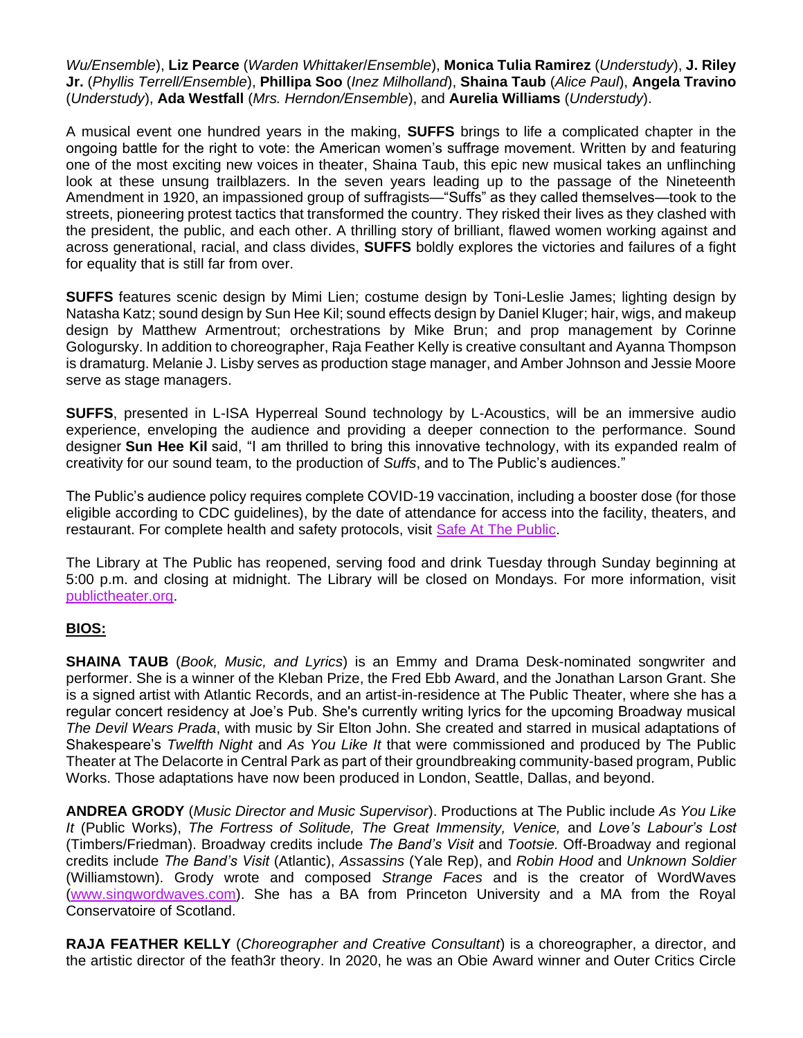*Wu/Ensemble*), **Liz Pearce** (*Warden Whittaker/Ensemble*), **Monica Tulia Ramirez** (*Understudy*), **J. Riley Jr.** (*Phyllis Terrell/Ensemble*), **Phillipa Soo** (*Inez Milholland*), **Shaina Taub** (*Alice Paul*), **Angela Travino** (*Understudy*), **Ada Westfall** (*Mrs. Herndon/Ensemble*), and **Aurelia Williams** (*Understudy*).

A musical event one hundred years in the making, **SUFFS** brings to life a complicated chapter in the ongoing battle for the right to vote: the American women's suffrage movement. Written by and featuring one of the most exciting new voices in theater, Shaina Taub, this epic new musical takes an unflinching look at these unsung trailblazers. In the seven years leading up to the passage of the Nineteenth Amendment in 1920, an impassioned group of suffragists—"Suffs" as they called themselves—took to the streets, pioneering protest tactics that transformed the country. They risked their lives as they clashed with the president, the public, and each other. A thrilling story of brilliant, flawed women working against and across generational, racial, and class divides, **SUFFS** boldly explores the victories and failures of a fight for equality that is still far from over.

**SUFFS** features scenic design by Mimi Lien; costume design by Toni-Leslie James; lighting design by Natasha Katz; sound design by Sun Hee Kil; sound effects design by Daniel Kluger; hair, wigs, and makeup design by Matthew Armentrout; orchestrations by Mike Brun; and prop management by Corinne Gologursky. In addition to choreographer, Raja Feather Kelly is creative consultant and Ayanna Thompson is dramaturg. Melanie J. Lisby serves as production stage manager, and Amber Johnson and Jessie Moore serve as stage managers.

**SUFFS**, presented in L-ISA Hyperreal Sound technology by L-Acoustics, will be an immersive audio experience, enveloping the audience and providing a deeper connection to the performance. Sound designer **Sun Hee Kil** said, "I am thrilled to bring this innovative technology, with its expanded realm of creativity for our sound team, to the production of *Suffs*, and to The Public's audiences."

The Public's audience policy requires complete COVID-19 vaccination, including a booster dose (for those eligible according to CDC guidelines), by the date of attendance for access into the facility, theaters, and restaurant. For complete health and safety protocols, visit Safe At The Public.

The Library at The Public has reopened, serving food and drink Tuesday through Sunday beginning at 5:00 p.m. and closing at midnight. The Library will be closed on Mondays. For more information, visit publictheater.org.

## BIOS:

**SHAINA TAUB** (*Book, Music, and Lyrics*) is an Emmy and Drama Desk-nominated songwriter and performer. She is a winner of the Kleban Prize, the Fred Ebb Award, and the Jonathan Larson Grant. She is a signed artist with Atlantic Records, and an artist-in-residence at The Public Theater, where she has a regular concert residency at Joe's Pub. She's currently writing lyrics for the upcoming Broadway musical *The Devil Wears Prada*, with music by Sir Elton John. She created and starred in musical adaptations of Shakespeare's *Twelfth Night* and *As You Like It* that were commissioned and produced by The Public Theater at The Delacorte in Central Park as part of their groundbreaking community-based program, Public Works. Those adaptations have now been produced in London, Seattle, Dallas, and beyond.

**ANDREA GRODY** (*Music Director and Music Supervisor*). Productions at The Public include *As You Like It* (Public Works), *The Fortress of Solitude, The Great Immensity, Venice,* and *Love's Labour's Lost* (Timbers/Friedman). Broadway credits include *The Band's Visit* and *Tootsie.* Off-Broadway and regional credits include *The Band's Visit* (Atlantic), *Assassins* (Yale Rep), and *Robin Hood* and *Unknown Soldier* (Williamstown). Grody wrote and composed *Strange Faces* and is the creator of WordWaves (www.singwordwaves.com). She has a BA from Princeton University and a MA from the Royal Conservatoire of Scotland.

**RAJA FEATHER KELLY** (*Choreographer and Creative Consultant*) is a choreographer, a director, and the artistic director of the feath3r theory. In 2020, he was an Obie Award winner and Outer Critics Circle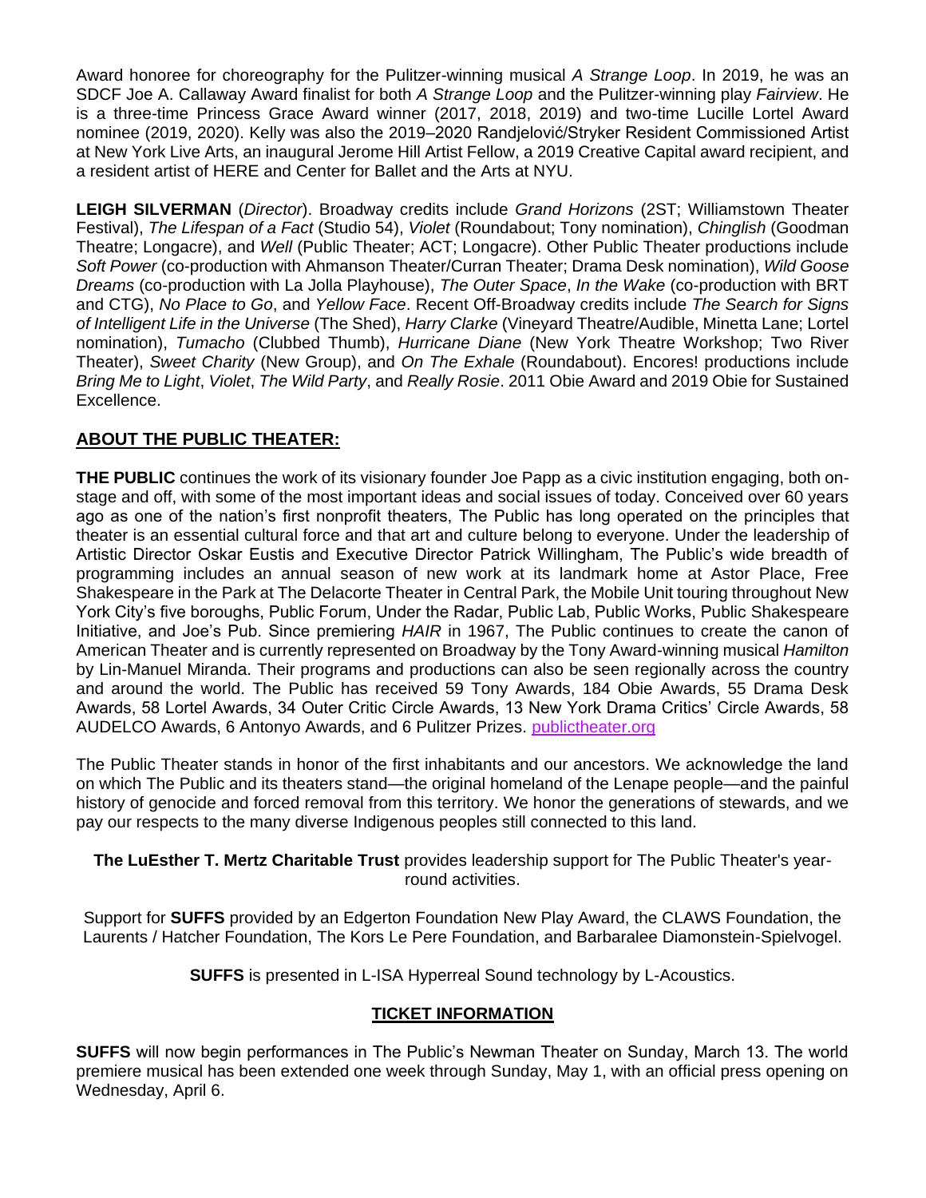Award honoree for choreography for the Pulitzer-winning musical *A Strange Loop*. In 2019, he was an SDCF Joe A. Callaway Award finalist for both *A Strange Loop* and the Pulitzer-winning play *Fairview*. He is a three-time Princess Grace Award winner (2017, 2018, 2019) and two-time Lucille Lortel Award nominee (2019, 2020). Kelly was also the 2019–2020 Randjelović/Stryker Resident Commissioned Artist at New York Live Arts, an inaugural Jerome Hill Artist Fellow, a 2019 Creative Capital award recipient, and a resident artist of HERE and Center for Ballet and the Arts at NYU.

**LEIGH SILVERMAN** (*Director*). Broadway credits include *Grand Horizons* (2ST; Williamstown Theater Festival), *The Lifespan of a Fact* (Studio 54), *Violet* (Roundabout; Tony nomination), *Chinglish* (Goodman Theatre; Longacre), and *Well* (Public Theater; ACT; Longacre). Other Public Theater productions include *Soft Power* (co-production with Ahmanson Theater/Curran Theater; Drama Desk nomination), *Wild Goose Dreams* (co-production with La Jolla Playhouse), *The Outer Space*, *In the Wake* (co-production with BRT and CTG), *No Place to Go*, and *Yellow Face*. Recent Off-Broadway credits include *The Search for Signs of Intelligent Life in the Universe* (The Shed), *Harry Clarke* (Vineyard Theatre/Audible, Minetta Lane; Lortel nomination), *Tumacho* (Clubbed Thumb), *Hurricane Diane* (New York Theatre Workshop; Two River Theater), *Sweet Charity* (New Group), and *On The Exhale* (Roundabout). Encores! productions include *Bring Me to Light*, *Violet*, *The Wild Party*, and *Really Rosie*. 2011 Obie Award and 2019 Obie for Sustained Excellence.

## ABOUT THE PUBLIC THEATER:

**THE PUBLIC** continues the work of its visionary founder Joe Papp as a civic institution engaging, both on-stage and off, with some of the most important ideas and social issues of today. Conceived over 60 years ago as one of the nation's first nonprofit theaters, The Public has long operated on the principles that theater is an essential cultural force and that art and culture belong to everyone. Under the leadership of Artistic Director Oskar Eustis and Executive Director Patrick Willingham, The Public's wide breadth of programming includes an annual season of new work at its landmark home at Astor Place, Free Shakespeare in the Park at The Delacorte Theater in Central Park, the Mobile Unit touring throughout New York City's five boroughs, Public Forum, Under the Radar, Public Lab, Public Works, Public Shakespeare Initiative, and Joe's Pub. Since premiering *HAIR* in 1967, The Public continues to create the canon of American Theater and is currently represented on Broadway by the Tony Award-winning musical *Hamilton* by Lin-Manuel Miranda. Their programs and productions can also be seen regionally across the country and around the world. The Public has received 59 Tony Awards, 184 Obie Awards, 55 Drama Desk Awards, 58 Lortel Awards, 34 Outer Critic Circle Awards, 13 New York Drama Critics' Circle Awards, 58 AUDELCO Awards, 6 Antonyo Awards, and 6 Pulitzer Prizes. publictheater.org

The Public Theater stands in honor of the first inhabitants and our ancestors. We acknowledge the land on which The Public and its theaters stand—the original homeland of the Lenape people—and the painful history of genocide and forced removal from this territory. We honor the generations of stewards, and we pay our respects to the many diverse Indigenous peoples still connected to this land.

**The LuEsther T. Mertz Charitable Trust** provides leadership support for The Public Theater's year-round activities.

Support for **SUFFS** provided by an Edgerton Foundation New Play Award, the CLAWS Foundation, the Laurents / Hatcher Foundation, The Kors Le Pere Foundation, and Barbaralee Diamonstein-Spielvogel.

**SUFFS** is presented in L-ISA Hyperreal Sound technology by L-Acoustics.

## TICKET INFORMATION

**SUFFS** will now begin performances in The Public's Newman Theater on Sunday, March 13. The world premiere musical has been extended one week through Sunday, May 1, with an official press opening on Wednesday, April 6.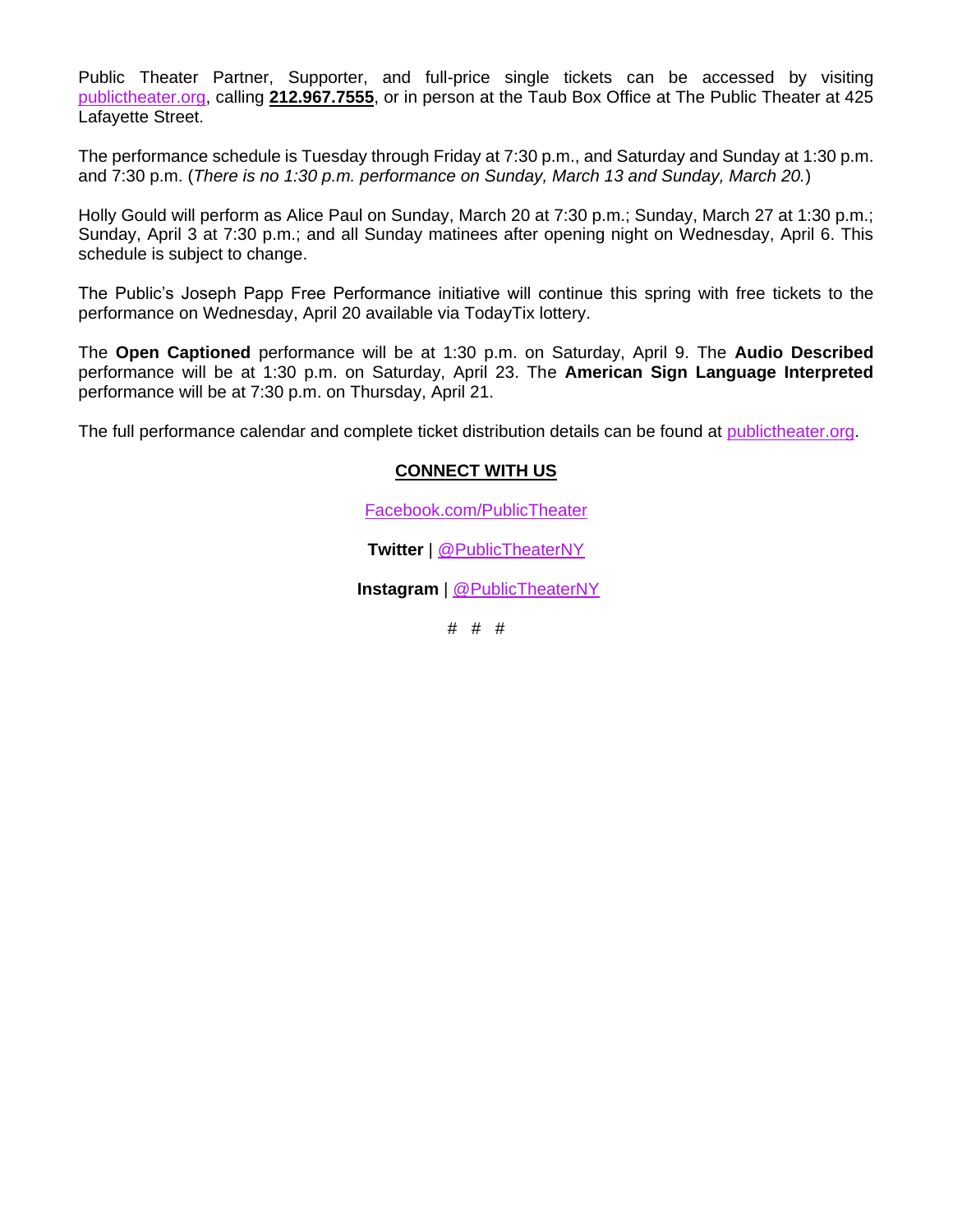Public Theater Partner, Supporter, and full-price single tickets can be accessed by visiting [publictheater.org](publictheater.org), calling **212.967.7555**, or in person at the Taub Box Office at The Public Theater at 425 Lafayette Street.

The performance schedule is Tuesday through Friday at 7:30 p.m., and Saturday and Sunday at 1:30 p.m. and 7:30 p.m. (*There is no 1:30 p.m. performance on Sunday, March 13 and Sunday, March 20.*)

Holly Gould will perform as Alice Paul on Sunday, March 20 at 7:30 p.m.; Sunday, March 27 at 1:30 p.m.; Sunday, April 3 at 7:30 p.m.; and all Sunday matinees after opening night on Wednesday, April 6. This schedule is subject to change.

The Public's Joseph Papp Free Performance initiative will continue this spring with free tickets to the performance on Wednesday, April 20 available via TodayTix lottery.

The **Open Captioned** performance will be at 1:30 p.m. on Saturday, April 9. The **Audio Described** performance will be at 1:30 p.m. on Saturday, April 23. The **American Sign Language Interpreted** performance will be at 7:30 p.m. on Thursday, April 21.

The full performance calendar and complete ticket distribution details can be found at [publictheater.org](publictheater.org).

**CONNECT WITH US**

Facebook.com/PublicTheater

**Twitter** | @PublicTheaterNY

**Instagram** | @PublicTheaterNY

# # #